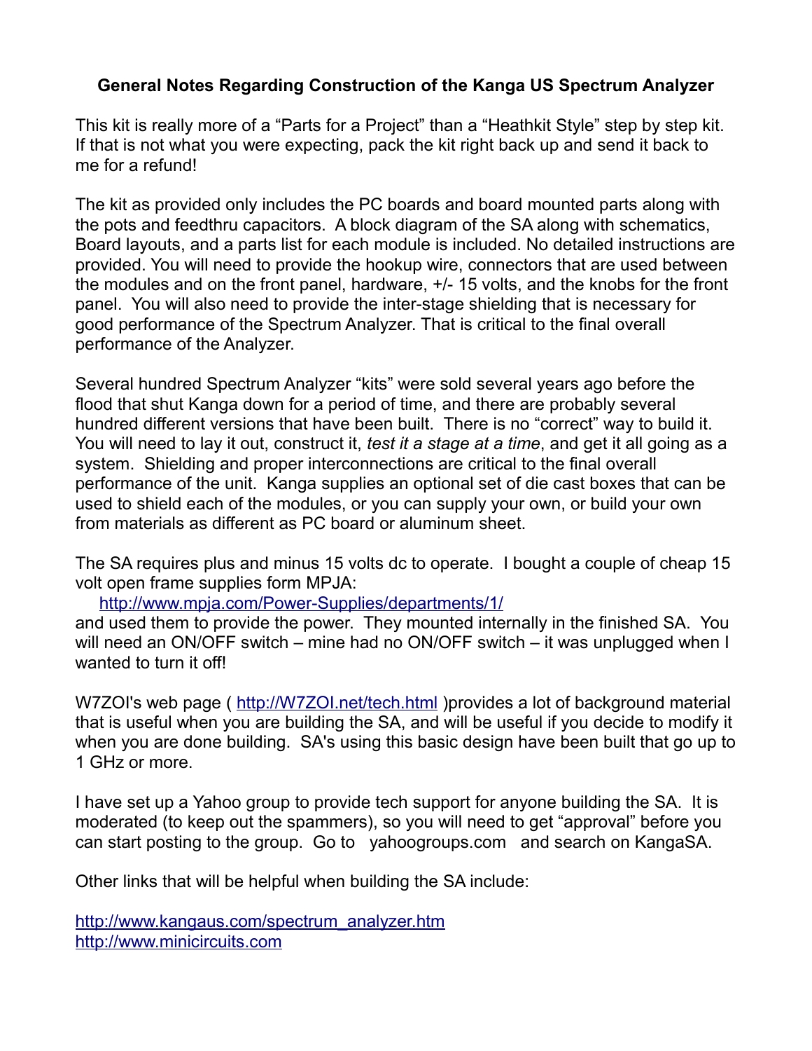# General Notes Regarding Construction of the Kanga US Spectrum Analyzer

This kit is really more of a “Parts for a Project” than a “Heathkit Style” step by step kit. If that is not what you were expecting, pack the kit right back up and send it back to me for a refund!

The kit as provided only includes the PC boards and board mounted parts along with the pots and feedthru capacitors. A block diagram of the SA along with schematics, Board layouts, and a parts list for each module is included. No detailed instructions are provided. You will need to provide the hookup wire, connectors that are used between the modules and on the front panel, hardware, +/- 15 volts, and the knobs for the front panel. You will also need to provide the inter-stage shielding that is necessary for good performance of the Spectrum Analyzer. That is critical to the final overall performance of the Analyzer.

Several hundred Spectrum Analyzer “kits” were sold several years ago before the flood that shut Kanga down for a period of time, and there are probably several hundred different versions that have been built. There is no “correct” way to build it. You will need to lay it out, construct it, *test it a stage at a time*, and get it all going as a system. Shielding and proper interconnections are critical to the final overall performance of the unit. Kanga supplies an optional set of die cast boxes that can be used to shield each of the modules, or you can supply your own, or build your own from materials as different as PC board or aluminum sheet.

The SA requires plus and minus 15 volts dc to operate. I bought a couple of cheap 15 volt open frame supplies form MPJA:
  http://www.mpja.com/Power-Supplies/departments/1/
and used them to provide the power. They mounted internally in the finished SA. You will need an ON/OFF switch – mine had no ON/OFF switch – it was unplugged when I wanted to turn it off!

W7ZOI's web page ( http://W7ZOI.net/tech.html )provides a lot of background material that is useful when you are building the SA, and will be useful if you decide to modify it when you are done building. SA's using this basic design have been built that go up to 1 GHz or more.

I have set up a Yahoo group to provide tech support for anyone building the SA. It is moderated (to keep out the spammers), so you will need to get “approval” before you can start posting to the group. Go to yahoogroups.com and search on KangaSA.

Other links that will be helpful when building the SA include:

http://www.kangaus.com/spectrum_analyzer.htm
http://www.minicircuits.com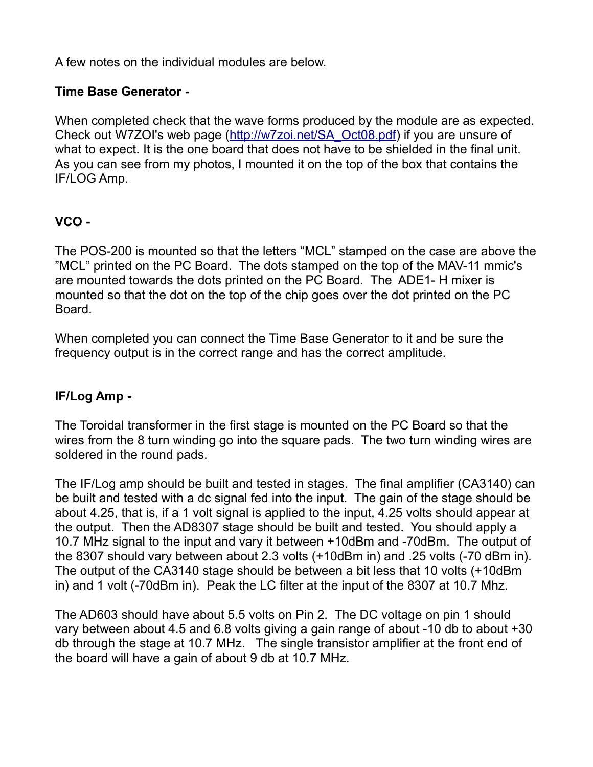A few notes on the individual modules are below.

**Time Base Generator -**

When completed check that the wave forms produced by the module are as expected. Check out W7ZOI's web page (http://w7zoi.net/SA_Oct08.pdf) if you are unsure of what to expect. It is the one board that does not have to be shielded in the final unit. As you can see from my photos, I mounted it on the top of the box that contains the IF/LOG Amp.

**VCO -**

The POS-200 is mounted so that the letters "MCL" stamped on the case are above the "MCL" printed on the PC Board. The dots stamped on the top of the MAV-11 mmic's are mounted towards the dots printed on the PC Board. The ADE1- H mixer is mounted so that the dot on the top of the chip goes over the dot printed on the PC Board.

When completed you can connect the Time Base Generator to it and be sure the frequency output is in the correct range and has the correct amplitude.

**IF/Log Amp -**

The Toroidal transformer in the first stage is mounted on the PC Board so that the wires from the 8 turn winding go into the square pads. The two turn winding wires are soldered in the round pads.

The IF/Log amp should be built and tested in stages. The final amplifier (CA3140) can be built and tested with a dc signal fed into the input. The gain of the stage should be about 4.25, that is, if a 1 volt signal is applied to the input, 4.25 volts should appear at the output. Then the AD8307 stage should be built and tested. You should apply a 10.7 MHz signal to the input and vary it between +10dBm and -70dBm. The output of the 8307 should vary between about 2.3 volts (+10dBm in) and .25 volts (-70 dBm in). The output of the CA3140 stage should be between a bit less that 10 volts (+10dBm in) and 1 volt (-70dBm in). Peak the LC filter at the input of the 8307 at 10.7 Mhz.

The AD603 should have about 5.5 volts on Pin 2. The DC voltage on pin 1 should vary between about 4.5 and 6.8 volts giving a gain range of about -10 db to about +30 db through the stage at 10.7 MHz. The single transistor amplifier at the front end of the board will have a gain of about 9 db at 10.7 MHz.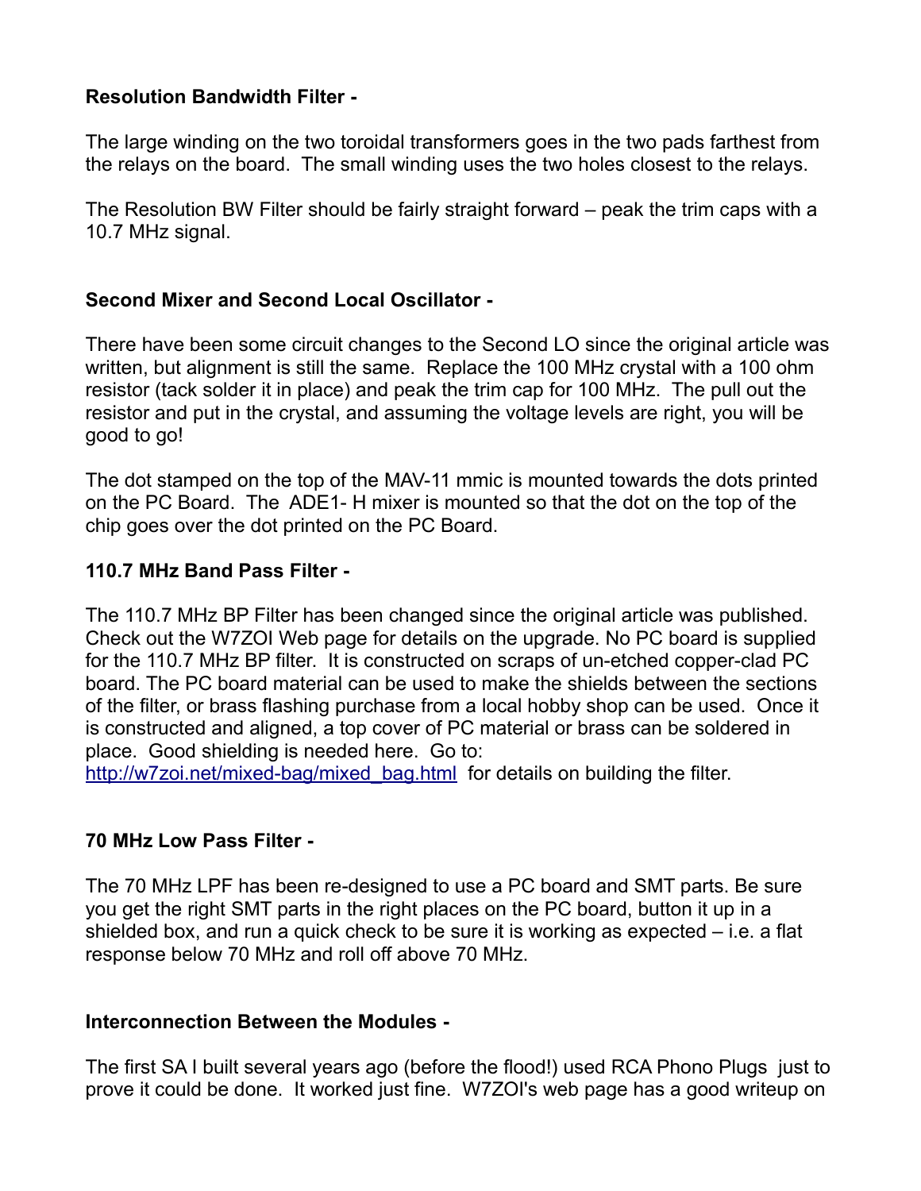**Resolution Bandwidth Filter -**

The large winding on the two toroidal transformers goes in the two pads farthest from the relays on the board. The small winding uses the two holes closest to the relays.

The Resolution BW Filter should be fairly straight forward – peak the trim caps with a 10.7 MHz signal.

**Second Mixer and Second Local Oscillator -**

There have been some circuit changes to the Second LO since the original article was written, but alignment is still the same. Replace the 100 MHz crystal with a 100 ohm resistor (tack solder it in place) and peak the trim cap for 100 MHz. The pull out the resistor and put in the crystal, and assuming the voltage levels are right, you will be good to go!

The dot stamped on the top of the MAV-11 mmic is mounted towards the dots printed on the PC Board. The ADE1- H mixer is mounted so that the dot on the top of the chip goes over the dot printed on the PC Board.

**110.7 MHz Band Pass Filter -**

The 110.7 MHz BP Filter has been changed since the original article was published. Check out the W7ZOI Web page for details on the upgrade. No PC board is supplied for the 110.7 MHz BP filter. It is constructed on scraps of un-etched copper-clad PC board. The PC board material can be used to make the shields between the sections of the filter, or brass flashing purchase from a local hobby shop can be used. Once it is constructed and aligned, a top cover of PC material or brass can be soldered in place. Good shielding is needed here. Go to: [http://w7zoi.net/mixed-bag/mixed_bag.html](http://w7zoi.net/mixed-bag/mixed_bag.html) for details on building the filter.

**70 MHz Low Pass Filter -**

The 70 MHz LPF has been re-designed to use a PC board and SMT parts. Be sure you get the right SMT parts in the right places on the PC board, button it up in a shielded box, and run a quick check to be sure it is working as expected – i.e. a flat response below 70 MHz and roll off above 70 MHz.

**Interconnection Between the Modules -**

The first SA I built several years ago (before the flood!) used RCA Phono Plugs just to prove it could be done. It worked just fine. W7ZOI's web page has a good writeup on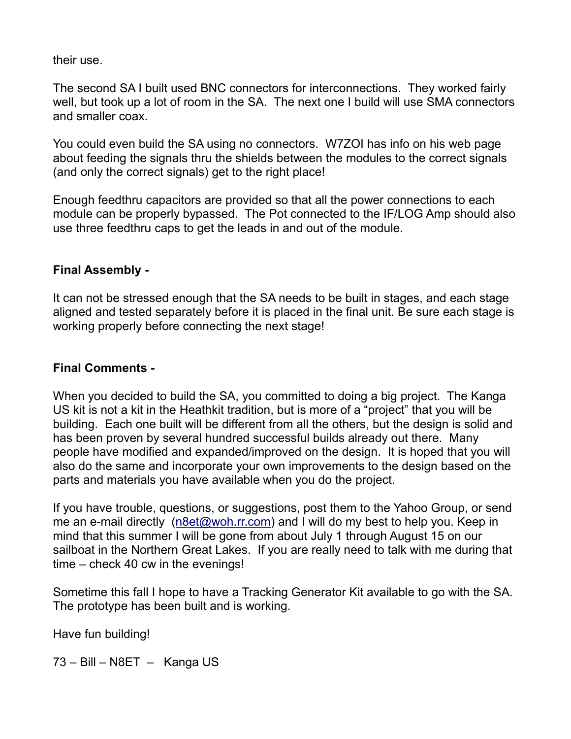their use.

The second SA I built used BNC connectors for interconnections. They worked fairly well, but took up a lot of room in the SA. The next one I build will use SMA connectors and smaller coax.

You could even build the SA using no connectors. W7ZOI has info on his web page about feeding the signals thru the shields between the modules to the correct signals (and only the correct signals) get to the right place!

Enough feedthru capacitors are provided so that all the power connections to each module can be properly bypassed. The Pot connected to the IF/LOG Amp should also use three feedthru caps to get the leads in and out of the module.

**Final Assembly -**

It can not be stressed enough that the SA needs to be built in stages, and each stage aligned and tested separately before it is placed in the final unit. Be sure each stage is working properly before connecting the next stage!

**Final Comments -**

When you decided to build the SA, you committed to doing a big project. The Kanga US kit is not a kit in the Heathkit tradition, but is more of a “project” that you will be building. Each one built will be different from all the others, but the design is solid and has been proven by several hundred successful builds already out there. Many people have modified and expanded/improved on the design. It is hoped that you will also do the same and incorporate your own improvements to the design based on the parts and materials you have available when you do the project.

If you have trouble, questions, or suggestions, post them to the Yahoo Group, or send me an e-mail directly (n8et@woh.rr.com) and I will do my best to help you. Keep in mind that this summer I will be gone from about July 1 through August 15 on our sailboat in the Northern Great Lakes. If you are really need to talk with me during that time – check 40 cw in the evenings!

Sometime this fall I hope to have a Tracking Generator Kit available to go with the SA. The prototype has been built and is working.

Have fun building!

73 – Bill – N8ET – Kanga US